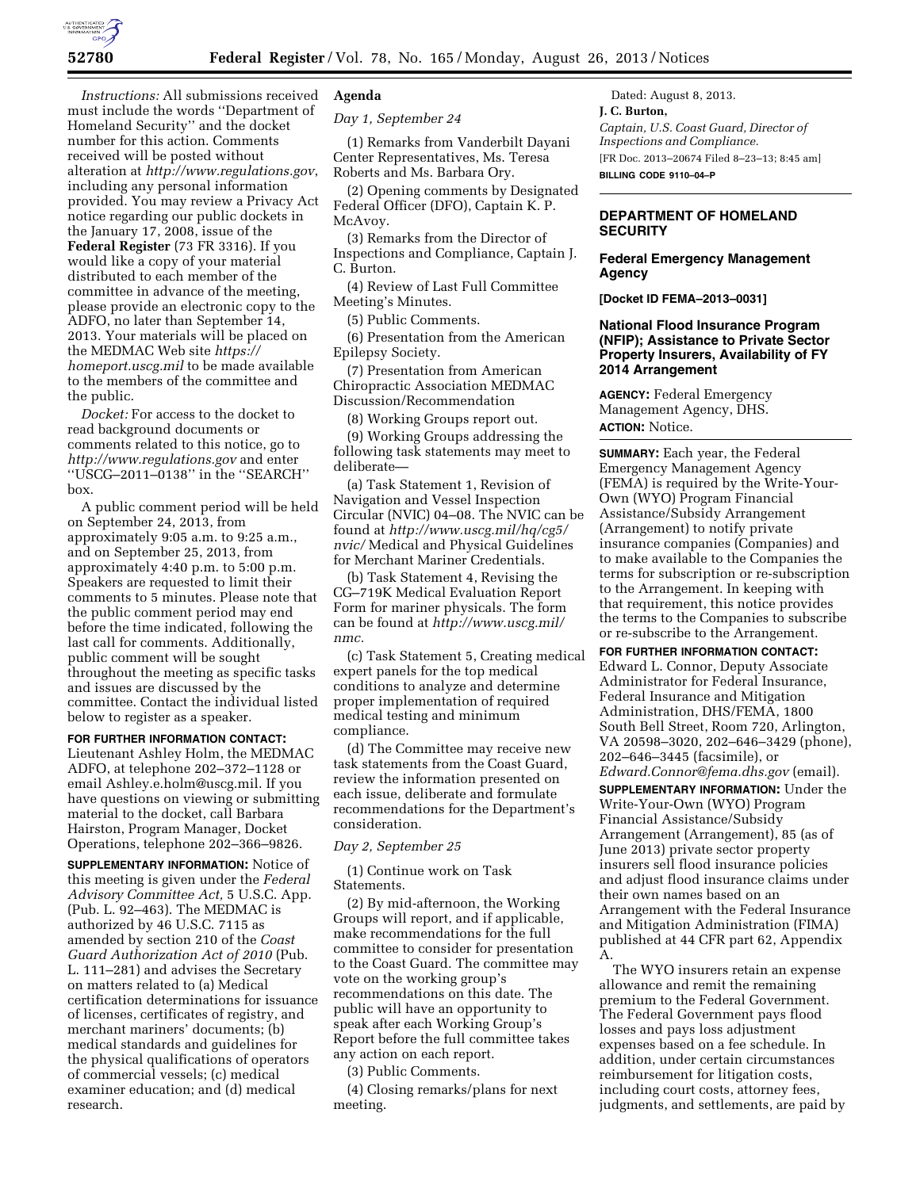*Instructions:* All submissions received must include the words ''Department of Homeland Security'' and the docket number for this action. Comments received will be posted without alteration at *http://www.regulations.gov*, including any personal information provided. You may review a Privacy Act notice regarding our public dockets in the January 17, 2008, issue of the **Federal Register** (73 FR 3316). If you would like a copy of your material distributed to each member of the committee in advance of the meeting, please provide an electronic copy to the ADFO, no later than September 14, 2013. Your materials will be placed on the MEDMAC Web site *https://homeport.uscg.mil* to be made available to the members of the committee and the public.

*Docket:* For access to the docket to read background documents or comments related to this notice, go to *http://www.regulations.gov* and enter ''USCG–2011–0138'' in the ''SEARCH'' box.

A public comment period will be held on September 24, 2013, from approximately 9:05 a.m. to 9:25 a.m., and on September 25, 2013, from approximately 4:40 p.m. to 5:00 p.m. Speakers are requested to limit their comments to 5 minutes. Please note that the public comment period may end before the time indicated, following the last call for comments. Additionally, public comment will be sought throughout the meeting as specific tasks and issues are discussed by the committee. Contact the individual listed below to register as a speaker.

**FOR FURTHER INFORMATION CONTACT:** Lieutenant Ashley Holm, the MEDMAC ADFO, at telephone 202–372–1128 or email Ashley.e.holm@uscg.mil. If you have questions on viewing or submitting material to the docket, call Barbara Hairston, Program Manager, Docket Operations, telephone 202–366–9826.

**SUPPLEMENTARY INFORMATION:** Notice of this meeting is given under the *Federal Advisory Committee Act,* 5 U.S.C. App. (Pub. L. 92–463). The MEDMAC is authorized by 46 U.S.C. 7115 as amended by section 210 of the *Coast Guard Authorization Act of 2010* (Pub. L. 111–281) and advises the Secretary on matters related to (a) Medical certification determinations for issuance of licenses, certificates of registry, and merchant mariners' documents; (b) medical standards and guidelines for the physical qualifications of operators of commercial vessels; (c) medical examiner education; and (d) medical research.

## Agenda

*Day 1, September 24*

(1) Remarks from Vanderbilt Dayani Center Representatives, Ms. Teresa Roberts and Ms. Barbara Ory.

(2) Opening comments by Designated Federal Officer (DFO), Captain K. P. McAvoy.

(3) Remarks from the Director of Inspections and Compliance, Captain J. C. Burton.

(4) Review of Last Full Committee Meeting's Minutes.

(5) Public Comments.

(6) Presentation from the American Epilepsy Society.

(7) Presentation from American Chiropractic Association MEDMAC Discussion/Recommendation

(8) Working Groups report out.

(9) Working Groups addressing the following task statements may meet to deliberate—

(a) Task Statement 1, Revision of Navigation and Vessel Inspection Circular (NVIC) 04–08. The NVIC can be found at *http://www.uscg.mil/hq/cg5/nvic/* Medical and Physical Guidelines for Merchant Mariner Credentials.

(b) Task Statement 4, Revising the CG–719K Medical Evaluation Report Form for mariner physicals. The form can be found at *http://www.uscg.mil/nmc.*

(c) Task Statement 5, Creating medical expert panels for the top medical conditions to analyze and determine proper implementation of required medical testing and minimum compliance.

(d) The Committee may receive new task statements from the Coast Guard, review the information presented on each issue, deliberate and formulate recommendations for the Department's consideration.

*Day 2, September 25*

(1) Continue work on Task Statements.

(2) By mid-afternoon, the Working Groups will report, and if applicable, make recommendations for the full committee to consider for presentation to the Coast Guard. The committee may vote on the working group's recommendations on this date. The public will have an opportunity to speak after each Working Group's Report before the full committee takes any action on each report.

(3) Public Comments.

(4) Closing remarks/plans for next meeting.

Dated: August 8, 2013.

**J. C. Burton,**

*Captain, U.S. Coast Guard, Director of Inspections and Compliance.*

[FR Doc. 2013–20674 Filed 8–23–13; 8:45 am]

**BILLING CODE 9110–04–P**

---

## DEPARTMENT OF HOMELAND SECURITY

## Federal Emergency Management Agency

**[Docket ID FEMA–2013–0031]**

## National Flood Insurance Program (NFIP); Assistance to Private Sector Property Insurers, Availability of FY 2014 Arrangement

**AGENCY:** Federal Emergency Management Agency, DHS.

**ACTION:** Notice.

**SUMMARY:** Each year, the Federal Emergency Management Agency (FEMA) is required by the Write-Your-Own (WYO) Program Financial Assistance/Subsidy Arrangement (Arrangement) to notify private insurance companies (Companies) and to make available to the Companies the terms for subscription or re-subscription to the Arrangement. In keeping with that requirement, this notice provides the terms to the Companies to subscribe or re-subscribe to the Arrangement.

**FOR FURTHER INFORMATION CONTACT:** Edward L. Connor, Deputy Associate Administrator for Federal Insurance, Federal Insurance and Mitigation Administration, DHS/FEMA, 1800 South Bell Street, Room 720, Arlington, VA 20598–3020, 202–646–3429 (phone), 202–646–3445 (facsimile), or *Edward.Connor@fema.dhs.gov* (email).

**SUPPLEMENTARY INFORMATION:** Under the Write-Your-Own (WYO) Program Financial Assistance/Subsidy Arrangement (Arrangement), 85 (as of June 2013) private sector property insurers sell flood insurance policies and adjust flood insurance claims under their own names based on an Arrangement with the Federal Insurance and Mitigation Administration (FIMA) published at 44 CFR part 62, Appendix A.

The WYO insurers retain an expense allowance and remit the remaining premium to the Federal Government. The Federal Government pays flood losses and pays loss adjustment expenses based on a fee schedule. In addition, under certain circumstances reimbursement for litigation costs, including court costs, attorney fees, judgments, and settlements, are paid by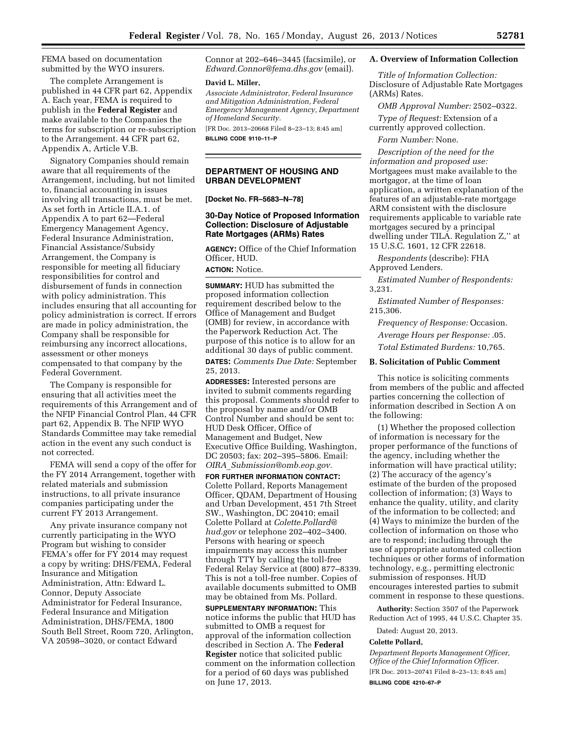FEMA based on documentation submitted by the WYO insurers.

The complete Arrangement is published in 44 CFR part 62, Appendix A. Each year, FEMA is required to publish in the **Federal Register** and make available to the Companies the terms for subscription or re-subscription to the Arrangement. 44 CFR part 62, Appendix A, Article V.B.

Signatory Companies should remain aware that all requirements of the Arrangement, including, but not limited to, financial accounting in issues involving all transactions, must be met. As set forth in Article II.A.1. of Appendix A to part 62—Federal Emergency Management Agency, Federal Insurance Administration, Financial Assistance/Subsidy Arrangement, the Company is responsible for meeting all fiduciary responsibilities for control and disbursement of funds in connection with policy administration. This includes ensuring that all accounting for policy administration is correct. If errors are made in policy administration, the Company shall be responsible for reimbursing any incorrect allocations, assessment or other moneys compensated to that company by the Federal Government.

The Company is responsible for ensuring that all activities meet the requirements of this Arrangement and of the NFIP Financial Control Plan, 44 CFR part 62, Appendix B. The NFIP WYO Standards Committee may take remedial action in the event any such conduct is not corrected.

FEMA will send a copy of the offer for the FY 2014 Arrangement, together with related materials and submission instructions, to all private insurance companies participating under the current FY 2013 Arrangement.

Any private insurance company not currently participating in the WYO Program but wishing to consider FEMA's offer for FY 2014 may request a copy by writing: DHS/FEMA, Federal Insurance and Mitigation Administration, Attn: Edward L. Connor, Deputy Associate Administrator for Federal Insurance, Federal Insurance and Mitigation Administration, DHS/FEMA, 1800 South Bell Street, Room 720, Arlington, VA 20598–3020, or contact Edward Connor at 202–646–3445 (facsimile), or *Edward.Connor@fema.dhs.gov* (email).

**David L. Miller,**

*Associate Administrator, Federal Insurance and Mitigation Administration, Federal Emergency Management Agency, Department of Homeland Security.*

[FR Doc. 2013–20668 Filed 8–23–13; 8:45 am]

**BILLING CODE 9110–11–P**

## DEPARTMENT OF HOUSING AND URBAN DEVELOPMENT

**[Docket No. FR–5683–N–78]**

### 30-Day Notice of Proposed Information Collection: Disclosure of Adjustable Rate Mortgages (ARMs) Rates

**AGENCY:** Office of the Chief Information Officer, HUD.

**ACTION:** Notice.

**SUMMARY:** HUD has submitted the proposed information collection requirement described below to the Office of Management and Budget (OMB) for review, in accordance with the Paperwork Reduction Act. The purpose of this notice is to allow for an additional 30 days of public comment.

**DATES:** *Comments Due Date:* September 25, 2013.

**ADDRESSES:** Interested persons are invited to submit comments regarding this proposal. Comments should refer to the proposal by name and/or OMB Control Number and should be sent to: HUD Desk Officer, Office of Management and Budget, New Executive Office Building, Washington, DC 20503; fax: 202–395–5806. Email: *OIRA_Submission@omb.eop.gov.*

**FOR FURTHER INFORMATION CONTACT:** Colette Pollard, Reports Management Officer, QDAM, Department of Housing and Urban Development, 451 7th Street SW., Washington, DC 20410; email Colette Pollard at *Colette.Pollard@hud.gov* or telephone 202–402–3400. Persons with hearing or speech impairments may access this number through TTY by calling the toll-free Federal Relay Service at (800) 877–8339. This is not a toll-free number. Copies of available documents submitted to OMB may be obtained from Ms. Pollard.

**SUPPLEMENTARY INFORMATION:** This notice informs the public that HUD has submitted to OMB a request for approval of the information collection described in Section A. The **Federal Register** notice that solicited public comment on the information collection for a period of 60 days was published on June 17, 2013.

### A. Overview of Information Collection

*Title of Information Collection:* Disclosure of Adjustable Rate Mortgages (ARMs) Rates.

*OMB Approval Number:* 2502–0322.

*Type of Request:* Extension of a currently approved collection.

*Form Number:* None.

*Description of the need for the information and proposed use:* Mortgagees must make available to the mortgagor, at the time of loan application, a written explanation of the features of an adjustable-rate mortgage ARM consistent with the disclosure requirements applicable to variable rate mortgages secured by a principal dwelling under TILA. Regulation Z,'' at 15 U.S.C. 1601, 12 CFR 22618.

*Respondents* (describe): FHA Approved Lenders.

*Estimated Number of Respondents:* 3,231.

*Estimated Number of Responses:* 215,306.

*Frequency of Response:* Occasion.

*Average Hours per Response:* .05.

*Total Estimated Burdens:* 10,765.

### B. Solicitation of Public Comment

This notice is soliciting comments from members of the public and affected parties concerning the collection of information described in Section A on the following:

(1) Whether the proposed collection of information is necessary for the proper performance of the functions of the agency, including whether the information will have practical utility; (2) The accuracy of the agency's estimate of the burden of the proposed collection of information; (3) Ways to enhance the quality, utility, and clarity of the information to be collected; and (4) Ways to minimize the burden of the collection of information on those who are to respond; including through the use of appropriate automated collection techniques or other forms of information technology, e.g., permitting electronic submission of responses. HUD encourages interested parties to submit comment in response to these questions.

**Authority:** Section 3507 of the Paperwork Reduction Act of 1995, 44 U.S.C. Chapter 35.

Dated: August 20, 2013.

**Colette Pollard,**

*Department Reports Management Officer, Office of the Chief Information Officer.*

[FR Doc. 2013–20741 Filed 8–23–13; 8:45 am]

**BILLING CODE 4210–67–P**